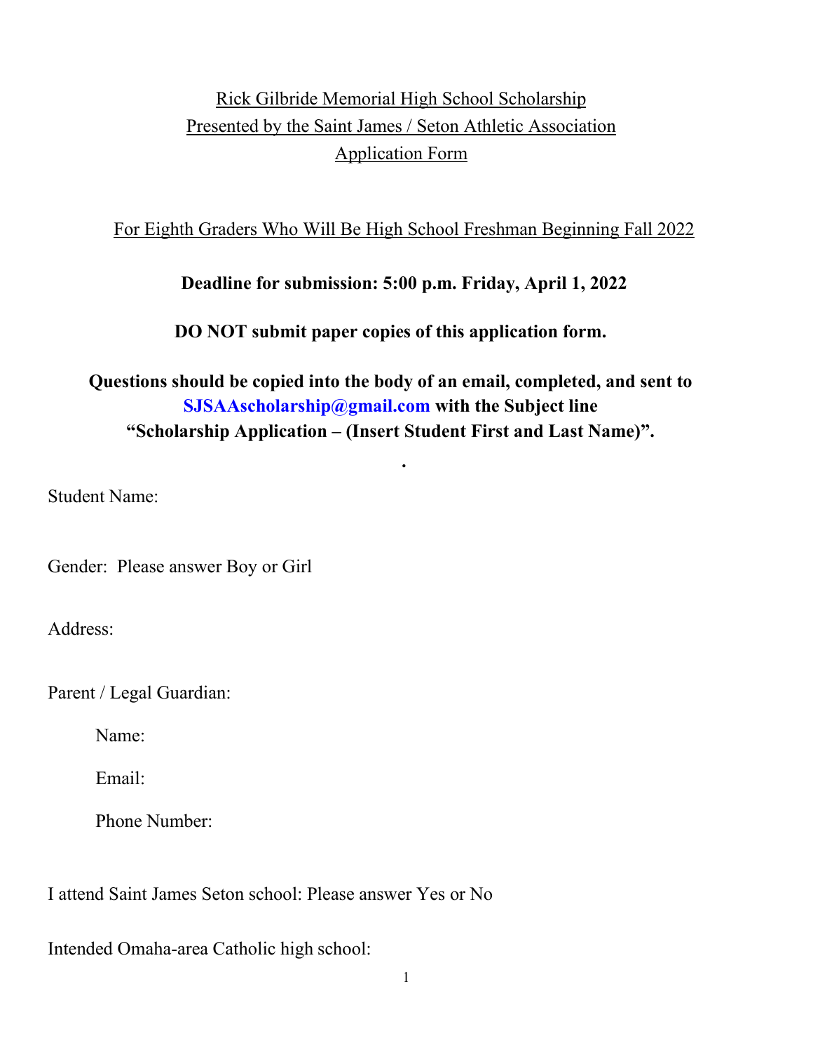# Rick Gilbride Memorial High School Scholarship
## Presented by the Saint James / Seton Athletic Association
## Application Form

For Eighth Graders Who Will Be High School Freshman Beginning Fall 2022

**Deadline for submission: 5:00 p.m. Friday, April 1, 2022**

**DO NOT submit paper copies of this application form.**

**Questions should be copied into the body of an email, completed, and sent to SJSAAscholarship@gmail.com with the Subject line "Scholarship Application – (Insert Student First and Last Name)".**

.

Student Name:

Gender: Please answer Boy or Girl

Address:

Parent / Legal Guardian:

Name:

Email:

Phone Number:

I attend Saint James Seton school: Please answer Yes or No

Intended Omaha-area Catholic high school: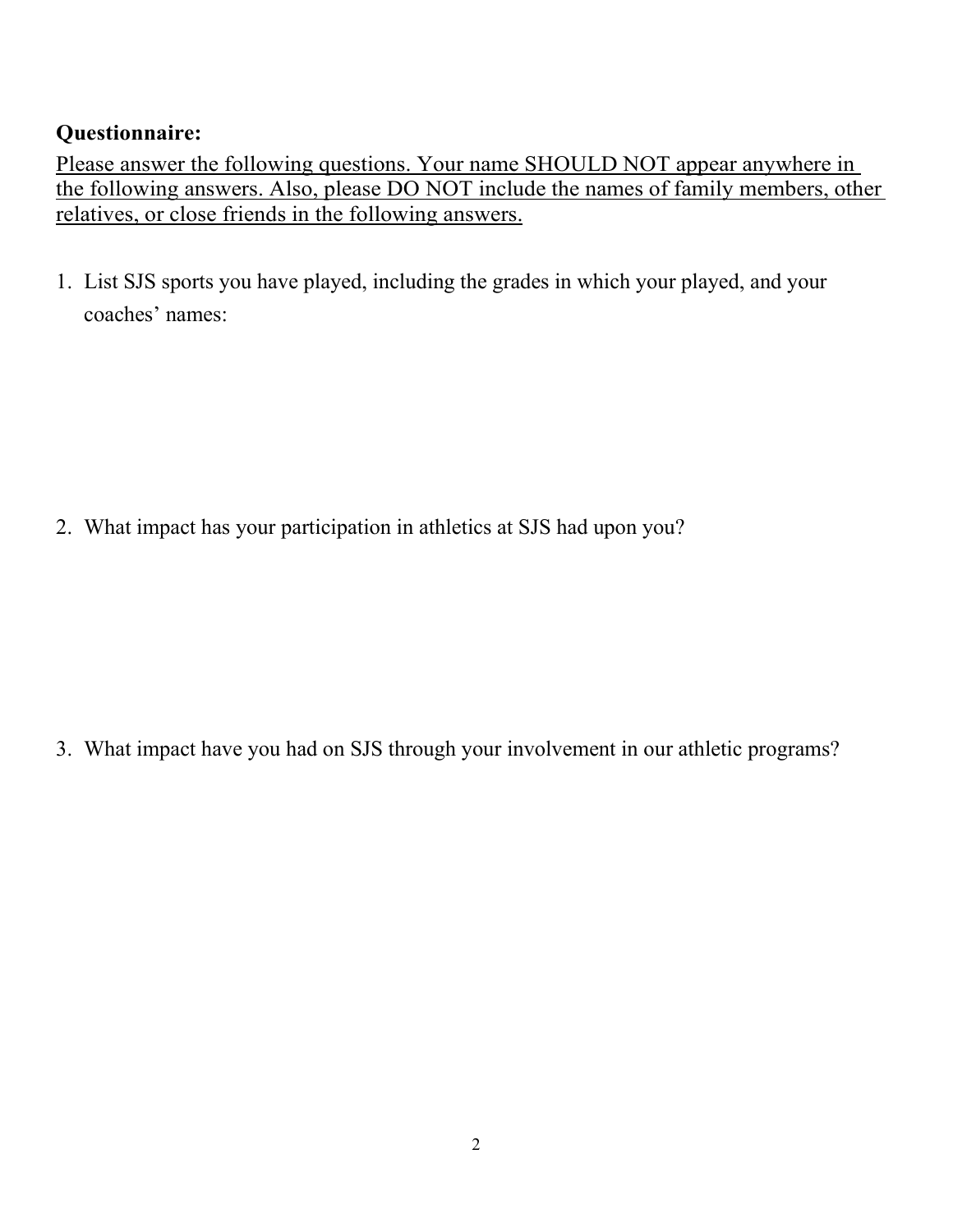**Questionnaire:**

Please answer the following questions. Your name SHOULD NOT appear anywhere in the following answers. Also, please DO NOT include the names of family members, other relatives, or close friends in the following answers.

1. List SJS sports you have played, including the grades in which your played, and your coaches' names:

2. What impact has your participation in athletics at SJS had upon you?

3. What impact have you had on SJS through your involvement in our athletic programs?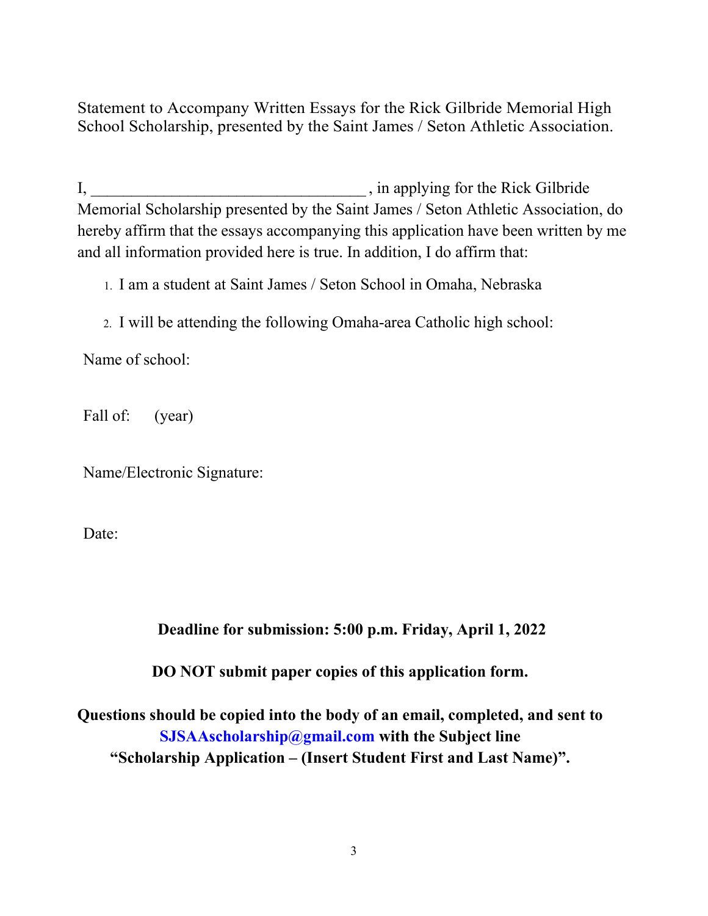Statement to Accompany Written Essays for the Rick Gilbride Memorial High School Scholarship, presented by the Saint James / Seton Athletic Association.

I, _________________________________ , in applying for the Rick Gilbride Memorial Scholarship presented by the Saint James / Seton Athletic Association, do hereby affirm that the essays accompanying this application have been written by me and all information provided here is true. In addition, I do affirm that:

1. I am a student at Saint James / Seton School in Omaha, Nebraska
2. I will be attending the following Omaha-area Catholic high school:

Name of school:

Fall of: (year)

Name/Electronic Signature:

Date:

**Deadline for submission: 5:00 p.m. Friday, April 1, 2022**

**DO NOT submit paper copies of this application form.**

**Questions should be copied into the body of an email, completed, and sent to SJSAAscholarship@gmail.com with the Subject line "Scholarship Application – (Insert Student First and Last Name)".**